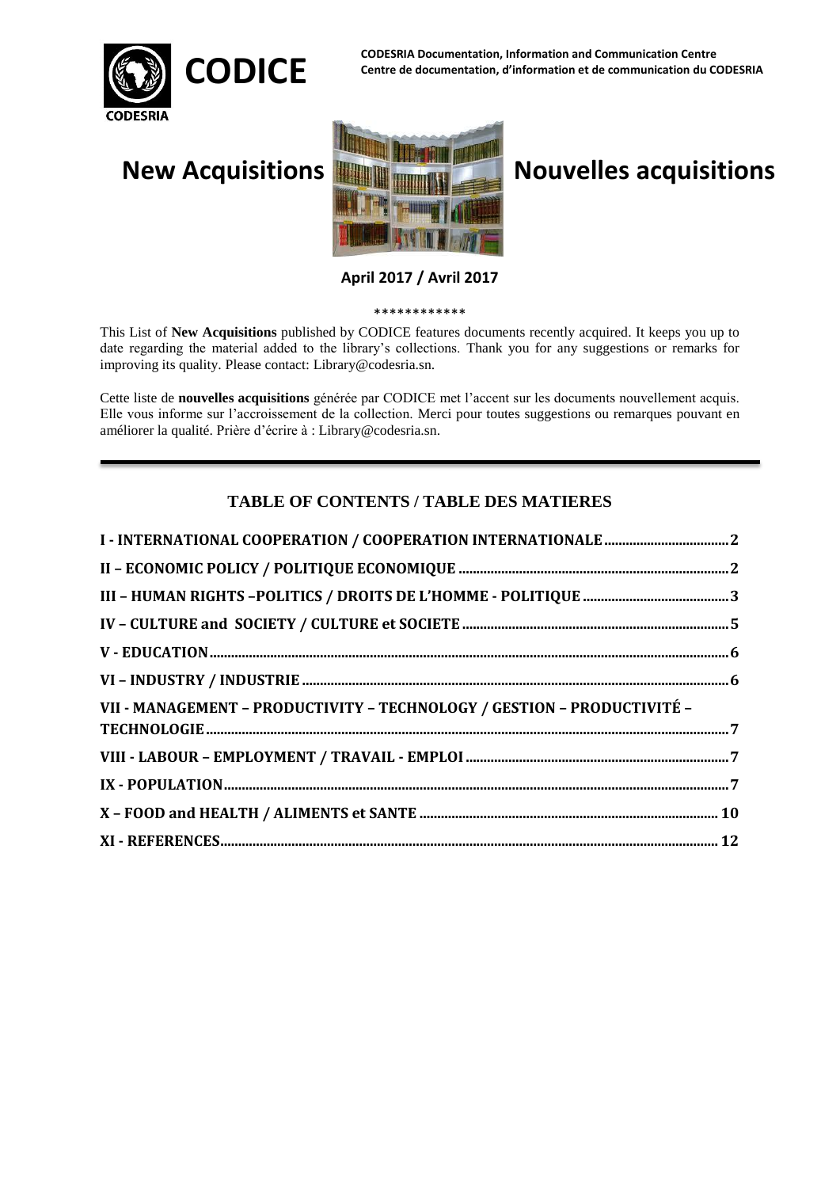CODICE

CODESRIA Documentation, Information and Communication Centre
Centre de documentation, d'information et de communication du CODESRIA

# New Acquisitions / Nouvelles acquisitions

**April 2017 / Avril 2017**

************

This List of **New Acquisitions** published by CODICE features documents recently acquired. It keeps you up to date regarding the material added to the library's collections. Thank you for any suggestions or remarks for improving its quality. Please contact: Library@codesria.sn.

Cette liste de **nouvelles acquisitions** générée par CODICE met l'accent sur les documents nouvellement acquis. Elle vous informe sur l'accroissement de la collection. Merci pour toutes suggestions ou remarques pouvant en améliorer la qualité. Prière d'écrire à : Library@codesria.sn.

---

## TABLE OF CONTENTS / TABLE DES MATIERES

- I - INTERNATIONAL COOPERATION / COOPERATION INTERNATIONALE ........ 2
- II – ECONOMIC POLICY / POLITIQUE ECONOMIQUE ........ 2
- III – HUMAN RIGHTS –POLITICS / DROITS DE L'HOMME - POLITIQUE ........ 3
- IV – CULTURE and SOCIETY / CULTURE et SOCIETE ........ 5
- V - EDUCATION ........ 6
- VI – INDUSTRY / INDUSTRIE ........ 6
- VII - MANAGEMENT – PRODUCTIVITY – TECHNOLOGY / GESTION – PRODUCTIVITÉ – TECHNOLOGIE ........ 7
- VIII - LABOUR – EMPLOYMENT / TRAVAIL - EMPLOI ........ 7
- IX - POPULATION ........ 7
- X – FOOD and HEALTH / ALIMENTS et SANTE ........ 10
- XI - REFERENCES ........ 12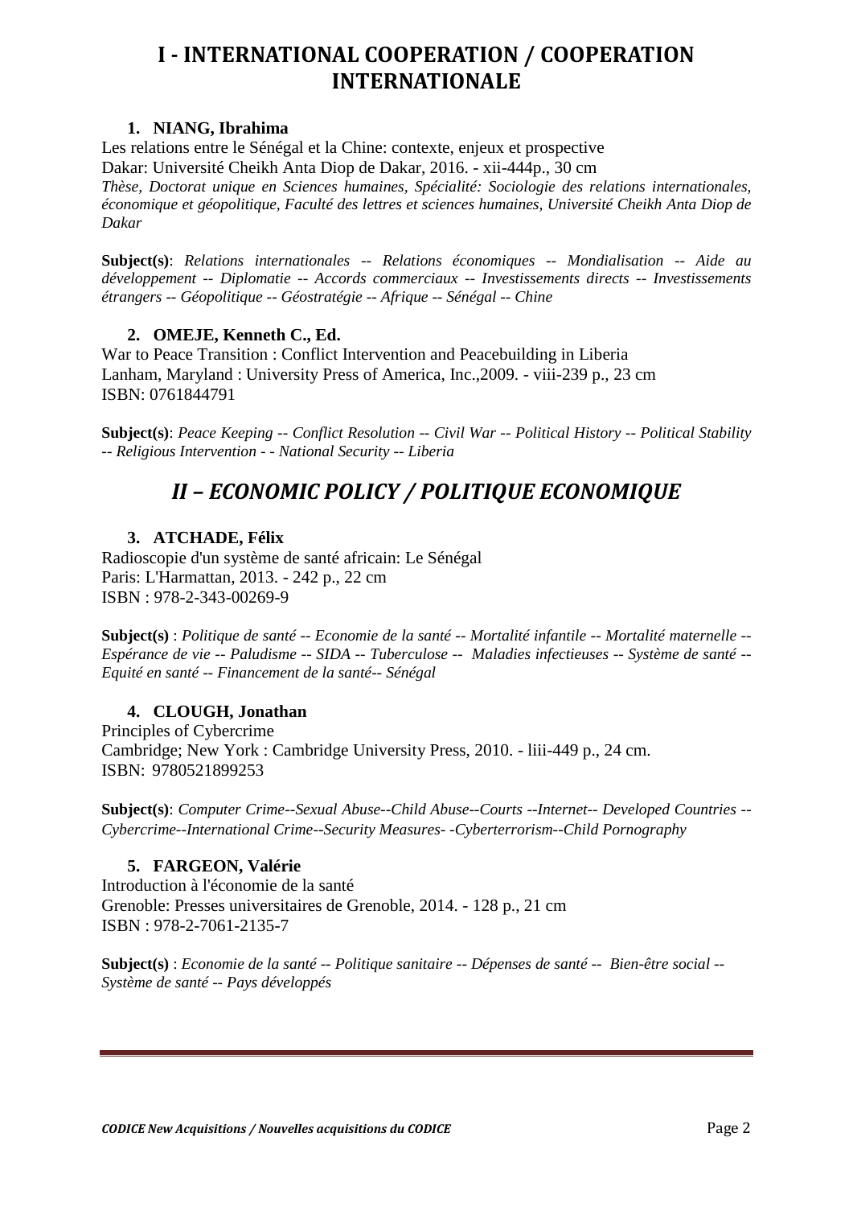# I - INTERNATIONAL COOPERATION / COOPERATION INTERNATIONALE

1. **NIANG, Ibrahima**

Les relations entre le Sénégal et la Chine: contexte, enjeux et prospective
Dakar: Université Cheikh Anta Diop de Dakar, 2016. - xii-444p., 30 cm
*Thèse, Doctorat unique en Sciences humaines, Spécialité: Sociologie des relations internationales, économique et géopolitique, Faculté des lettres et sciences humaines, Université Cheikh Anta Diop de Dakar*

**Subject(s)**: *Relations internationales -- Relations économiques -- Mondialisation -- Aide au développement -- Diplomatie -- Accords commerciaux -- Investissements directs -- Investissements étrangers -- Géopolitique -- Géostratégie -- Afrique -- Sénégal -- Chine*

2. **OMEJE, Kenneth C., Ed.**

War to Peace Transition : Conflict Intervention and Peacebuilding in Liberia
Lanham, Maryland : University Press of America, Inc.,2009. - viii-239 p., 23 cm
ISBN: 0761844791

**Subject(s)**: *Peace Keeping -- Conflict Resolution -- Civil War -- Political History -- Political Stability -- Religious Intervention - - National Security -- Liberia*

# *II – ECONOMIC POLICY / POLITIQUE ECONOMIQUE*

3. **ATCHADE, Félix**

Radioscopie d'un système de santé africain: Le Sénégal
Paris: L'Harmattan, 2013. - 242 p., 22 cm
ISBN : 978-2-343-00269-9

**Subject(s)** : *Politique de santé -- Economie de la santé -- Mortalité infantile -- Mortalité maternelle -- Espérance de vie -- Paludisme -- SIDA -- Tuberculose -- Maladies infectieuses -- Système de santé -- Equité en santé -- Financement de la santé-- Sénégal*

4. **CLOUGH, Jonathan**

Principles of Cybercrime
Cambridge; New York : Cambridge University Press, 2010. - liii-449 p., 24 cm.
ISBN: 9780521899253

**Subject(s)**: *Computer Crime--Sexual Abuse--Child Abuse--Courts --Internet-- Developed Countries --Cybercrime--International Crime--Security Measures- -Cyberterrorism--Child Pornography*

5. **FARGEON, Valérie**

Introduction à l'économie de la santé
Grenoble: Presses universitaires de Grenoble, 2014. - 128 p., 21 cm
ISBN : 978-2-7061-2135-7

**Subject(s)** : *Economie de la santé -- Politique sanitaire -- Dépenses de santé -- Bien-être social -- Système de santé -- Pays développés*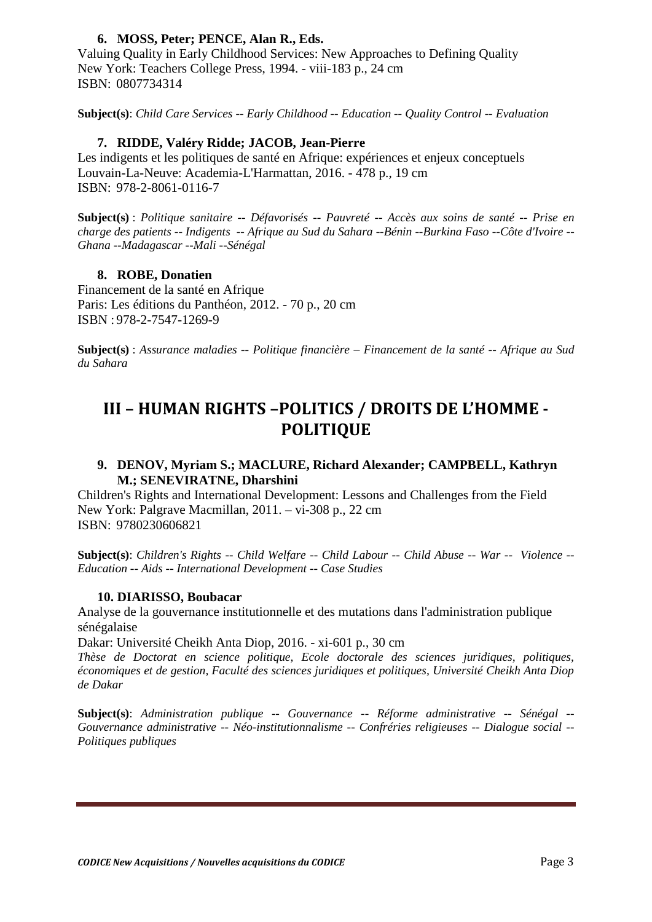**6. MOSS, Peter; PENCE, Alan R., Eds.**

Valuing Quality in Early Childhood Services: New Approaches to Defining Quality
New York: Teachers College Press, 1994. - viii-183 p., 24 cm
ISBN: 0807734314

**Subject(s)**: *Child Care Services -- Early Childhood -- Education -- Quality Control -- Evaluation*

**7. RIDDE, Valéry Ridde; JACOB, Jean-Pierre**

Les indigents et les politiques de santé en Afrique: expériences et enjeux conceptuels
Louvain-La-Neuve: Academia-L'Harmattan, 2016. - 478 p., 19 cm
ISBN: 978-2-8061-0116-7

**Subject(s)** : *Politique sanitaire -- Défavorisés -- Pauvreté -- Accès aux soins de santé -- Prise en charge des patients -- Indigents -- Afrique au Sud du Sahara --Bénin --Burkina Faso --Côte d'Ivoire --Ghana --Madagascar --Mali --Sénégal*

**8. ROBE, Donatien**

Financement de la santé en Afrique
Paris: Les éditions du Panthéon, 2012. - 70 p., 20 cm
ISBN : 978-2-7547-1269-9

**Subject(s)** : *Assurance maladies -- Politique financière – Financement de la santé -- Afrique au Sud du Sahara*

## III – HUMAN RIGHTS –POLITICS / DROITS DE L'HOMME - POLITIQUE

**9. DENOV, Myriam S.; MACLURE, Richard Alexander; CAMPBELL, Kathryn M.; SENEVIRATNE, Dharshini**

Children's Rights and International Development: Lessons and Challenges from the Field
New York: Palgrave Macmillan, 2011. – vi-308 p., 22 cm
ISBN: 9780230606821

**Subject(s)**: *Children's Rights -- Child Welfare -- Child Labour -- Child Abuse -- War -- Violence -- Education -- Aids -- International Development -- Case Studies*

**10. DIARISSO, Boubacar**

Analyse de la gouvernance institutionnelle et des mutations dans l'administration publique sénégalaise
Dakar: Université Cheikh Anta Diop, 2016. - xi-601 p., 30 cm
*Thèse de Doctorat en science politique, Ecole doctorale des sciences juridiques, politiques, économiques et de gestion, Faculté des sciences juridiques et politiques, Université Cheikh Anta Diop de Dakar*

**Subject(s)**: *Administration publique -- Gouvernance -- Réforme administrative -- Sénégal -- Gouvernance administrative -- Néo-institutionnalisme -- Confréries religieuses -- Dialogue social -- Politiques publiques*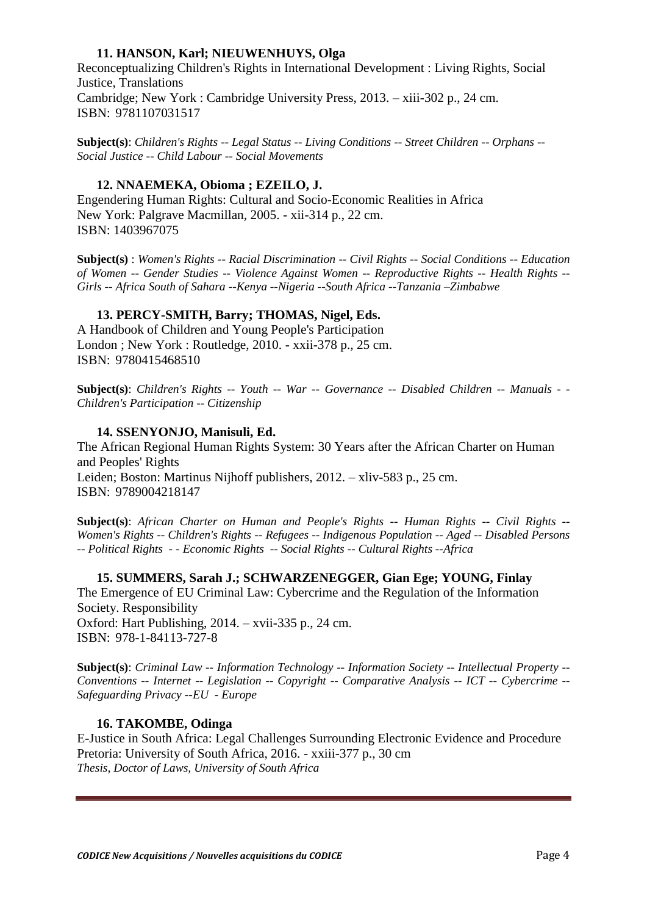**11. HANSON, Karl; NIEUWENHUYS, Olga**

Reconceptualizing Children's Rights in International Development : Living Rights, Social Justice, Translations
Cambridge; New York : Cambridge University Press, 2013. – xiii-302 p., 24 cm.
ISBN: 9781107031517

**Subject(s)**: *Children's Rights -- Legal Status -- Living Conditions -- Street Children -- Orphans -- Social Justice -- Child Labour -- Social Movements*

**12. NNAEMEKA, Obioma ; EZEILO, J.**

Engendering Human Rights: Cultural and Socio-Economic Realities in Africa
New York: Palgrave Macmillan, 2005. - xii-314 p., 22 cm.
ISBN: 1403967075

**Subject(s)** : *Women's Rights -- Racial Discrimination -- Civil Rights -- Social Conditions -- Education of Women -- Gender Studies -- Violence Against Women -- Reproductive Rights -- Health Rights -- Girls -- Africa South of Sahara --Kenya --Nigeria --South Africa --Tanzania –Zimbabwe*

**13. PERCY-SMITH, Barry; THOMAS, Nigel, Eds.**

A Handbook of Children and Young People's Participation
London ; New York : Routledge, 2010. - xxii-378 p., 25 cm.
ISBN: 9780415468510

**Subject(s)**: *Children's Rights -- Youth -- War -- Governance -- Disabled Children -- Manuals - - Children's Participation -- Citizenship*

**14. SSENYONJO, Manisuli, Ed.**

The African Regional Human Rights System: 30 Years after the African Charter on Human and Peoples' Rights
Leiden; Boston: Martinus Nijhoff publishers, 2012. – xliv-583 p., 25 cm.
ISBN: 9789004218147

**Subject(s)**: *African Charter on Human and People's Rights -- Human Rights -- Civil Rights -- Women's Rights -- Children's Rights -- Refugees -- Indigenous Population -- Aged -- Disabled Persons -- Political Rights - - Economic Rights -- Social Rights -- Cultural Rights --Africa*

**15. SUMMERS, Sarah J.; SCHWARZENEGGER, Gian Ege; YOUNG, Finlay**

The Emergence of EU Criminal Law: Cybercrime and the Regulation of the Information Society. Responsibility
Oxford: Hart Publishing, 2014. – xvii-335 p., 24 cm.
ISBN: 978-1-84113-727-8

**Subject(s)**: *Criminal Law -- Information Technology -- Information Society -- Intellectual Property -- Conventions -- Internet -- Legislation -- Copyright -- Comparative Analysis -- ICT -- Cybercrime -- Safeguarding Privacy --EU - Europe*

**16. TAKOMBE, Odinga**

E-Justice in South Africa: Legal Challenges Surrounding Electronic Evidence and Procedure
Pretoria: University of South Africa, 2016. - xxiii-377 p., 30 cm
*Thesis, Doctor of Laws, University of South Africa*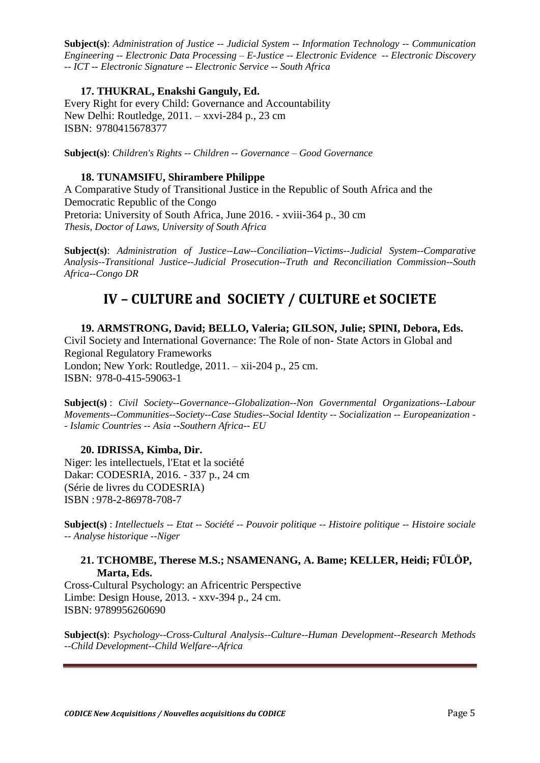**Subject(s)**: *Administration of Justice -- Judicial System -- Information Technology -- Communication Engineering -- Electronic Data Processing – E-Justice -- Electronic Evidence -- Electronic Discovery -- ICT -- Electronic Signature -- Electronic Service -- South Africa*

**17. THUKRAL, Enakshi Ganguly, Ed.**

Every Right for every Child: Governance and Accountability
New Delhi: Routledge, 2011. – xxvi-284 p., 23 cm
ISBN: 9780415678377

**Subject(s)**: *Children's Rights -- Children -- Governance – Good Governance*

**18. TUNAMSIFU, Shirambere Philippe**

A Comparative Study of Transitional Justice in the Republic of South Africa and the Democratic Republic of the Congo
Pretoria: University of South Africa, June 2016. - xviii-364 p., 30 cm
*Thesis, Doctor of Laws, University of South Africa*

**Subject(s)**: *Administration of Justice--Law--Conciliation--Victims--Judicial System--Comparative Analysis--Transitional Justice--Judicial Prosecution--Truth and Reconciliation Commission--South Africa--Congo DR*

## IV – CULTURE and SOCIETY / CULTURE et SOCIETE

**19. ARMSTRONG, David; BELLO, Valeria; GILSON, Julie; SPINI, Debora, Eds.**

Civil Society and International Governance: The Role of non- State Actors in Global and Regional Regulatory Frameworks
London; New York: Routledge, 2011. – xii-204 p., 25 cm.
ISBN: 978-0-415-59063-1

**Subject(s)** : *Civil Society--Governance--Globalization--Non Governmental Organizations--Labour Movements--Communities--Society--Case Studies--Social Identity -- Socialization -- Europeanization -- Islamic Countries -- Asia --Southern Africa-- EU*

**20. IDRISSA, Kimba, Dir.**

Niger: les intellectuels, l'Etat et la société
Dakar: CODESRIA, 2016. - 337 p., 24 cm
(Série de livres du CODESRIA)
ISBN : 978-2-86978-708-7

**Subject(s)** : *Intellectuels -- Etat -- Société -- Pouvoir politique -- Histoire politique -- Histoire sociale -- Analyse historique --Niger*

**21. TCHOMBE, Therese M.S.; NSAMENANG, A. Bame; KELLER, Heidi; FÜLÖP, Marta, Eds.**

Cross-Cultural Psychology: an Africentric Perspective
Limbe: Design House, 2013. - xxv-394 p., 24 cm.
ISBN: 9789956260690

**Subject(s)**: *Psychology--Cross-Cultural Analysis--Culture--Human Development--Research Methods --Child Development--Child Welfare--Africa*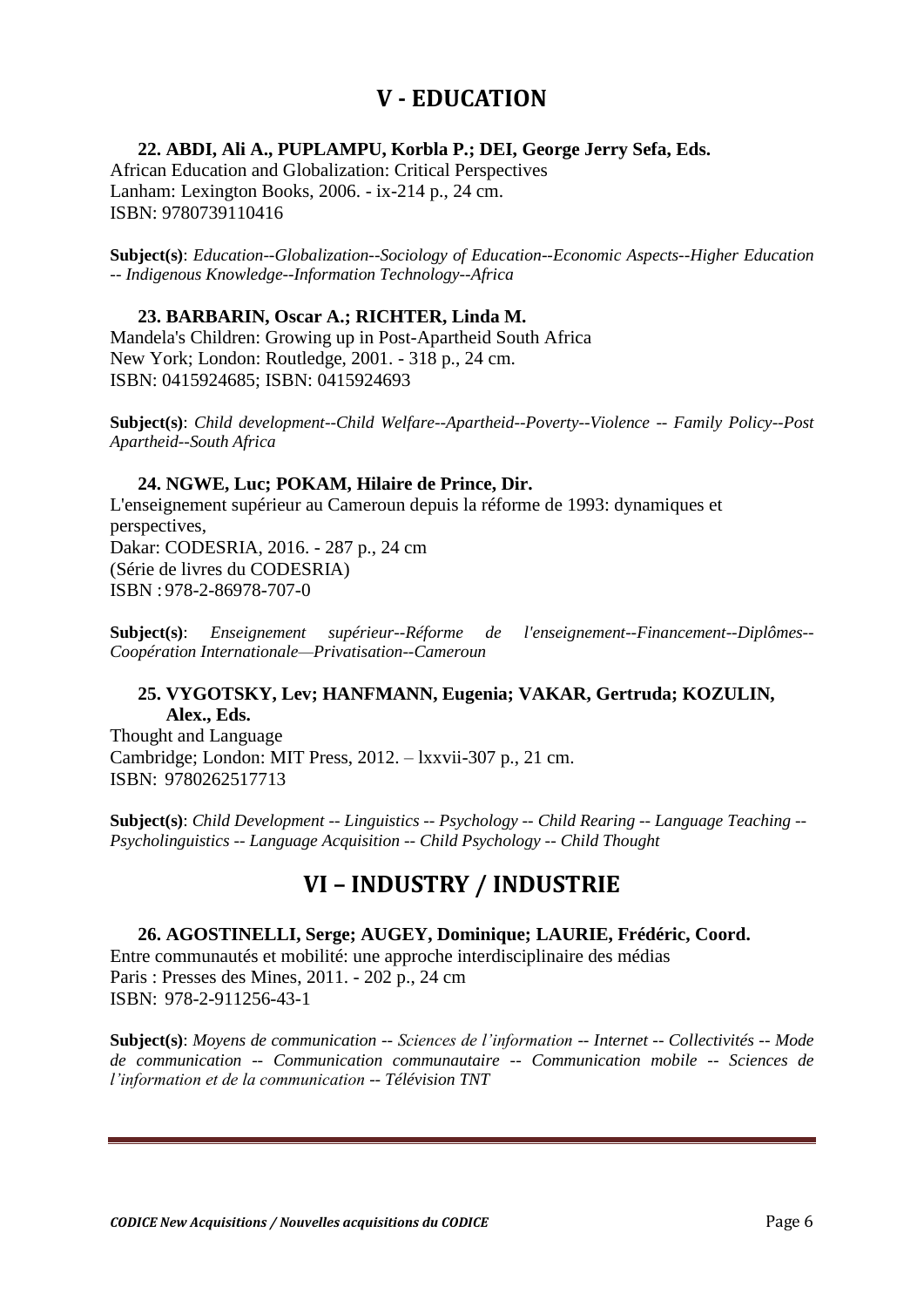# V - EDUCATION

**22. ABDI, Ali A., PUPLAMPU, Korbla P.; DEI, George Jerry Sefa, Eds.**

African Education and Globalization: Critical Perspectives
Lanham: Lexington Books, 2006. - ix-214 p., 24 cm.
ISBN: 9780739110416

**Subject(s)**: *Education--Globalization--Sociology of Education--Economic Aspects--Higher Education -- Indigenous Knowledge--Information Technology--Africa*

**23. BARBARIN, Oscar A.; RICHTER, Linda M.**

Mandela's Children: Growing up in Post-Apartheid South Africa
New York; London: Routledge, 2001. - 318 p., 24 cm.
ISBN: 0415924685; ISBN: 0415924693

**Subject(s)**: *Child development--Child Welfare--Apartheid--Poverty--Violence -- Family Policy--Post Apartheid--South Africa*

**24. NGWE, Luc; POKAM, Hilaire de Prince, Dir.**

L'enseignement supérieur au Cameroun depuis la réforme de 1993: dynamiques et perspectives,
Dakar: CODESRIA, 2016. - 287 p., 24 cm
(Série de livres du CODESRIA)
ISBN : 978-2-86978-707-0

**Subject(s)**: *Enseignement supérieur--Réforme de l'enseignement--Financement--Diplômes--Coopération Internationale—Privatisation--Cameroun*

**25. VYGOTSKY, Lev; HANFMANN, Eugenia; VAKAR, Gertruda; KOZULIN, Alex., Eds.**

Thought and Language
Cambridge; London: MIT Press, 2012. – lxxvii-307 p., 21 cm.
ISBN: 9780262517713

**Subject(s)**: *Child Development -- Linguistics -- Psychology -- Child Rearing -- Language Teaching -- Psycholinguistics -- Language Acquisition -- Child Psychology -- Child Thought*

# VI – INDUSTRY / INDUSTRIE

**26. AGOSTINELLI, Serge; AUGEY, Dominique; LAURIE, Frédéric, Coord.**

Entre communautés et mobilité: une approche interdisciplinaire des médias
Paris : Presses des Mines, 2011. - 202 p., 24 cm
ISBN: 978-2-911256-43-1

**Subject(s)**: *Moyens de communication -- Sciences de l'information -- Internet -- Collectivités -- Mode de communication -- Communication communautaire -- Communication mobile -- Sciences de l'information et de la communication -- Télévision TNT*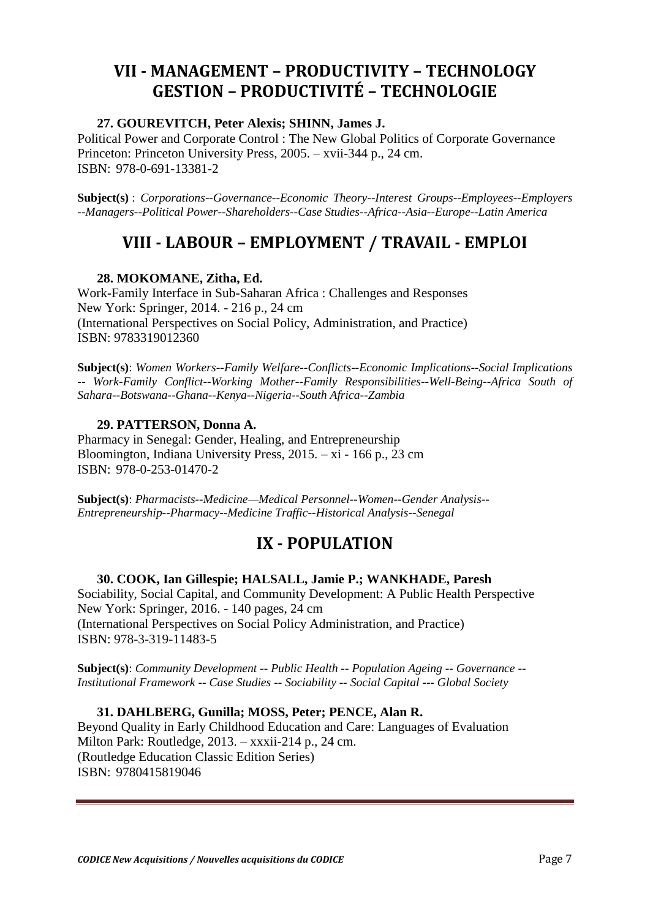## VII - MANAGEMENT – PRODUCTIVITY – TECHNOLOGY GESTION – PRODUCTIVITÉ – TECHNOLOGIE

**27. GOUREVITCH, Peter Alexis; SHINN, James J.**

Political Power and Corporate Control : The New Global Politics of Corporate Governance
Princeton: Princeton University Press, 2005. – xvii-344 p., 24 cm.
ISBN: 978-0-691-13381-2

**Subject(s)** : *Corporations--Governance--Economic Theory--Interest Groups--Employees--Employers --Managers--Political Power--Shareholders--Case Studies--Africa--Asia--Europe--Latin America*

## VIII - LABOUR – EMPLOYMENT / TRAVAIL - EMPLOI

**28. MOKOMANE, Zitha, Ed.**

Work-Family Interface in Sub-Saharan Africa : Challenges and Responses
New York: Springer, 2014. - 216 p., 24 cm
(International Perspectives on Social Policy, Administration, and Practice)
ISBN: 9783319012360

**Subject(s)**: *Women Workers--Family Welfare--Conflicts--Economic Implications--Social Implications -- Work-Family Conflict--Working Mother--Family Responsibilities--Well-Being--Africa South of Sahara--Botswana--Ghana--Kenya--Nigeria--South Africa--Zambia*

**29. PATTERSON, Donna A.**

Pharmacy in Senegal: Gender, Healing, and Entrepreneurship
Bloomington, Indiana University Press, 2015. – xi - 166 p., 23 cm
ISBN: 978-0-253-01470-2

**Subject(s)**: *Pharmacists--Medicine—Medical Personnel--Women--Gender Analysis--Entrepreneurship--Pharmacy--Medicine Traffic--Historical Analysis--Senegal*

## IX - POPULATION

**30. COOK, Ian Gillespie; HALSALL, Jamie P.; WANKHADE, Paresh**

Sociability, Social Capital, and Community Development: A Public Health Perspective
New York: Springer, 2016. - 140 pages, 24 cm
(International Perspectives on Social Policy Administration, and Practice)
ISBN: 978-3-319-11483-5

**Subject(s)**: *Community Development -- Public Health -- Population Ageing -- Governance -- Institutional Framework -- Case Studies -- Sociability -- Social Capital --- Global Society*

**31. DAHLBERG, Gunilla; MOSS, Peter; PENCE, Alan R.**

Beyond Quality in Early Childhood Education and Care: Languages of Evaluation
Milton Park: Routledge, 2013. – xxxii-214 p., 24 cm.
(Routledge Education Classic Edition Series)
ISBN: 9780415819046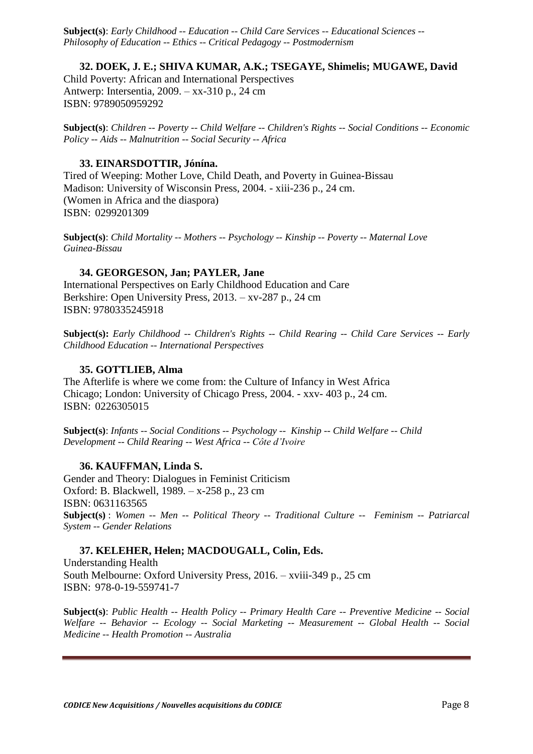**Subject(s)**: *Early Childhood -- Education -- Child Care Services -- Educational Sciences -- Philosophy of Education -- Ethics -- Critical Pedagogy -- Postmodernism*

**32. DOEK, J. E.; SHIVA KUMAR, A.K.; TSEGAYE, Shimelis; MUGAWE, David**

Child Poverty: African and International Perspectives
Antwerp: Intersentia, 2009. – xx-310 p., 24 cm
ISBN: 9789050959292

**Subject(s)**: *Children -- Poverty -- Child Welfare -- Children's Rights -- Social Conditions -- Economic Policy -- Aids -- Malnutrition -- Social Security -- Africa*

**33. EINARSDOTTIR, Jónína.**

Tired of Weeping: Mother Love, Child Death, and Poverty in Guinea-Bissau
Madison: University of Wisconsin Press, 2004. - xiii-236 p., 24 cm.
(Women in Africa and the diaspora)
ISBN: 0299201309

**Subject(s)**: *Child Mortality -- Mothers -- Psychology -- Kinship -- Poverty -- Maternal Love Guinea-Bissau*

**34. GEORGESON, Jan; PAYLER, Jane**

International Perspectives on Early Childhood Education and Care
Berkshire: Open University Press, 2013. – xv-287 p., 24 cm
ISBN: 9780335245918

**Subject(s):** *Early Childhood -- Children's Rights -- Child Rearing -- Child Care Services -- Early Childhood Education -- International Perspectives*

**35. GOTTLIEB, Alma**

The Afterlife is where we come from: the Culture of Infancy in West Africa
Chicago; London: University of Chicago Press, 2004. - xxv- 403 p., 24 cm.
ISBN: 0226305015

**Subject(s)**: *Infants -- Social Conditions -- Psychology -- Kinship -- Child Welfare -- Child Development -- Child Rearing -- West Africa -- Côte d'Ivoire*

**36. KAUFFMAN, Linda S.**

Gender and Theory: Dialogues in Feminist Criticism
Oxford: B. Blackwell, 1989. – x-258 p., 23 cm
ISBN: 0631163565
**Subject(s)** : *Women -- Men -- Political Theory -- Traditional Culture -- Feminism -- Patriarcal System -- Gender Relations*

**37. KELEHER, Helen; MACDOUGALL, Colin, Eds.**

Understanding Health
South Melbourne: Oxford University Press, 2016. – xviii-349 p., 25 cm
ISBN: 978-0-19-559741-7

**Subject(s)**: *Public Health -- Health Policy -- Primary Health Care -- Preventive Medicine -- Social Welfare -- Behavior -- Ecology -- Social Marketing -- Measurement -- Global Health -- Social Medicine -- Health Promotion -- Australia*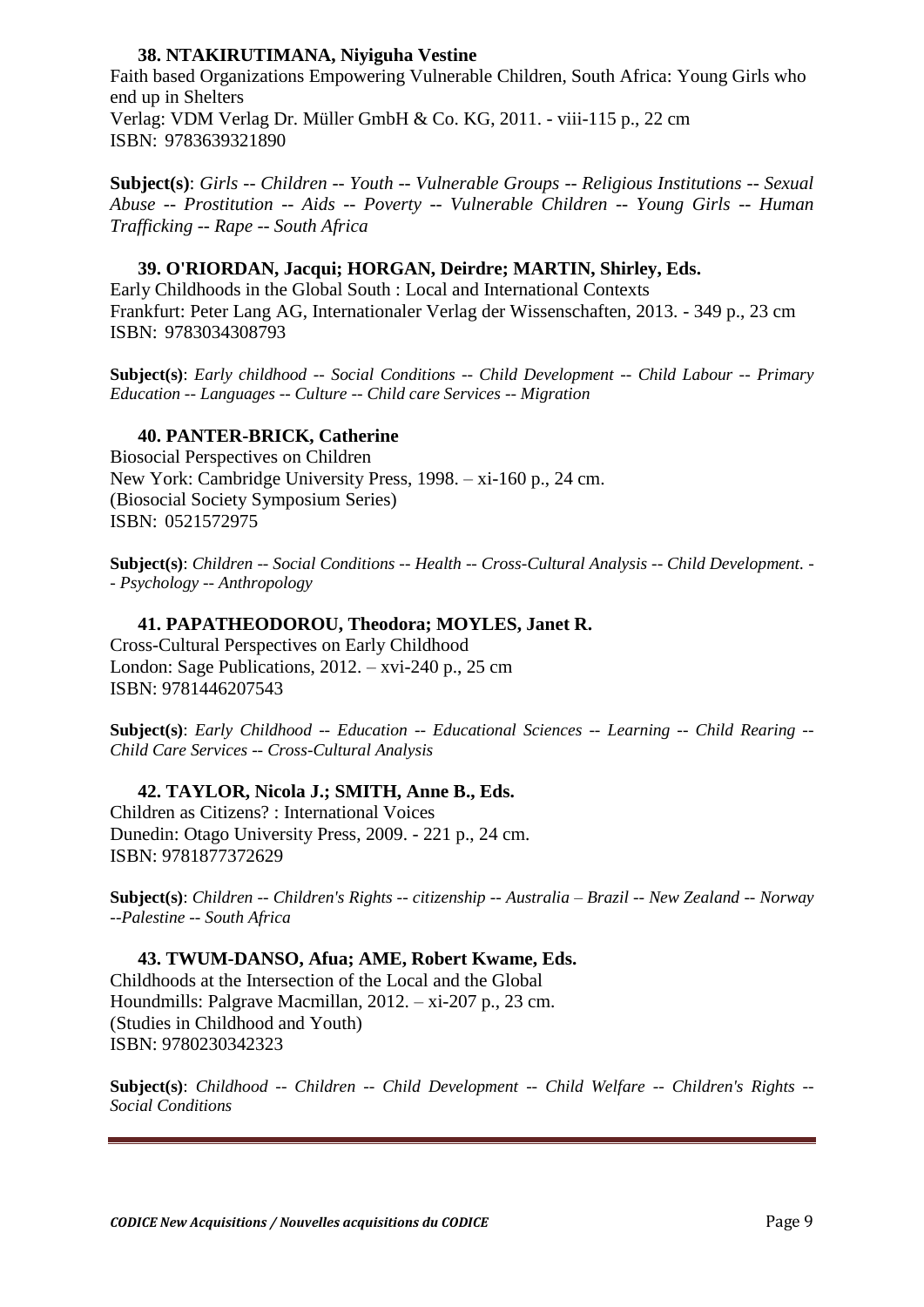**38. NTAKIRUTIMANA, Niyiguha Vestine**

Faith based Organizations Empowering Vulnerable Children, South Africa: Young Girls who end up in Shelters
Verlag: VDM Verlag Dr. Müller GmbH & Co. KG, 2011. - viii-115 p., 22 cm
ISBN: 9783639321890

**Subject(s)**: *Girls -- Children -- Youth -- Vulnerable Groups -- Religious Institutions -- Sexual Abuse -- Prostitution -- Aids -- Poverty -- Vulnerable Children -- Young Girls -- Human Trafficking -- Rape -- South Africa*

**39. O'RIORDAN, Jacqui; HORGAN, Deirdre; MARTIN, Shirley, Eds.**

Early Childhoods in the Global South : Local and International Contexts
Frankfurt: Peter Lang AG, Internationaler Verlag der Wissenschaften, 2013. - 349 p., 23 cm
ISBN: 9783034308793

**Subject(s)**: *Early childhood -- Social Conditions -- Child Development -- Child Labour -- Primary Education -- Languages -- Culture -- Child care Services -- Migration*

**40. PANTER-BRICK, Catherine**

Biosocial Perspectives on Children
New York: Cambridge University Press, 1998. – xi-160 p., 24 cm.
(Biosocial Society Symposium Series)
ISBN: 0521572975

**Subject(s)**: *Children -- Social Conditions -- Health -- Cross-Cultural Analysis -- Child Development. -- Psychology -- Anthropology*

**41. PAPATHEODOROU, Theodora; MOYLES, Janet R.**

Cross-Cultural Perspectives on Early Childhood
London: Sage Publications, 2012. – xvi-240 p., 25 cm
ISBN: 9781446207543

**Subject(s)**: *Early Childhood -- Education -- Educational Sciences -- Learning -- Child Rearing -- Child Care Services -- Cross-Cultural Analysis*

**42. TAYLOR, Nicola J.; SMITH, Anne B., Eds.**

Children as Citizens? : International Voices
Dunedin: Otago University Press, 2009. - 221 p., 24 cm.
ISBN: 9781877372629

**Subject(s)**: *Children -- Children's Rights -- citizenship -- Australia – Brazil -- New Zealand -- Norway --Palestine -- South Africa*

**43. TWUM-DANSO, Afua; AME, Robert Kwame, Eds.**

Childhoods at the Intersection of the Local and the Global
Houndmills: Palgrave Macmillan, 2012. – xi-207 p., 23 cm.
(Studies in Childhood and Youth)
ISBN: 9780230342323

**Subject(s)**: *Childhood -- Children -- Child Development -- Child Welfare -- Children's Rights -- Social Conditions*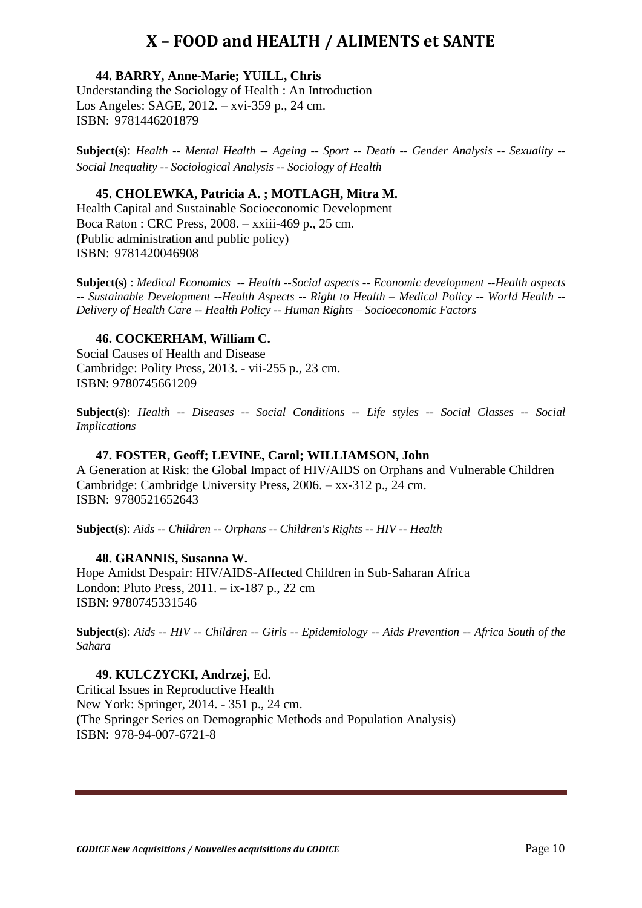# X – FOOD and HEALTH / ALIMENTS et SANTE

**44. BARRY, Anne-Marie; YUILL, Chris**
Understanding the Sociology of Health : An Introduction
Los Angeles: SAGE, 2012. – xvi-359 p., 24 cm.
ISBN: 9781446201879

**Subject(s)**: *Health -- Mental Health -- Ageing -- Sport -- Death -- Gender Analysis -- Sexuality -- Social Inequality -- Sociological Analysis -- Sociology of Health*

**45. CHOLEWKA, Patricia A. ; MOTLAGH, Mitra M.**
Health Capital and Sustainable Socioeconomic Development
Boca Raton : CRC Press, 2008. – xxiii-469 p., 25 cm.
(Public administration and public policy)
ISBN: 9781420046908

**Subject(s)** : *Medical Economics -- Health --Social aspects -- Economic development --Health aspects -- Sustainable Development --Health Aspects -- Right to Health – Medical Policy -- World Health -- Delivery of Health Care -- Health Policy -- Human Rights – Socioeconomic Factors*

**46. COCKERHAM, William C.**
Social Causes of Health and Disease
Cambridge: Polity Press, 2013. - vii-255 p., 23 cm.
ISBN: 9780745661209

**Subject(s)**: *Health -- Diseases -- Social Conditions -- Life styles -- Social Classes -- Social Implications*

**47. FOSTER, Geoff; LEVINE, Carol; WILLIAMSON, John**
A Generation at Risk: the Global Impact of HIV/AIDS on Orphans and Vulnerable Children
Cambridge: Cambridge University Press, 2006. – xx-312 p., 24 cm.
ISBN: 9780521652643

**Subject(s)**: *Aids -- Children -- Orphans -- Children's Rights -- HIV -- Health*

**48. GRANNIS, Susanna W.**
Hope Amidst Despair: HIV/AIDS-Affected Children in Sub-Saharan Africa
London: Pluto Press, 2011. – ix-187 p., 22 cm
ISBN: 9780745331546

**Subject(s)**: *Aids -- HIV -- Children -- Girls -- Epidemiology -- Aids Prevention -- Africa South of the Sahara*

**49. KULCZYCKI, Andrzej**, Ed.
Critical Issues in Reproductive Health
New York: Springer, 2014. - 351 p., 24 cm.
(The Springer Series on Demographic Methods and Population Analysis)
ISBN: 978-94-007-6721-8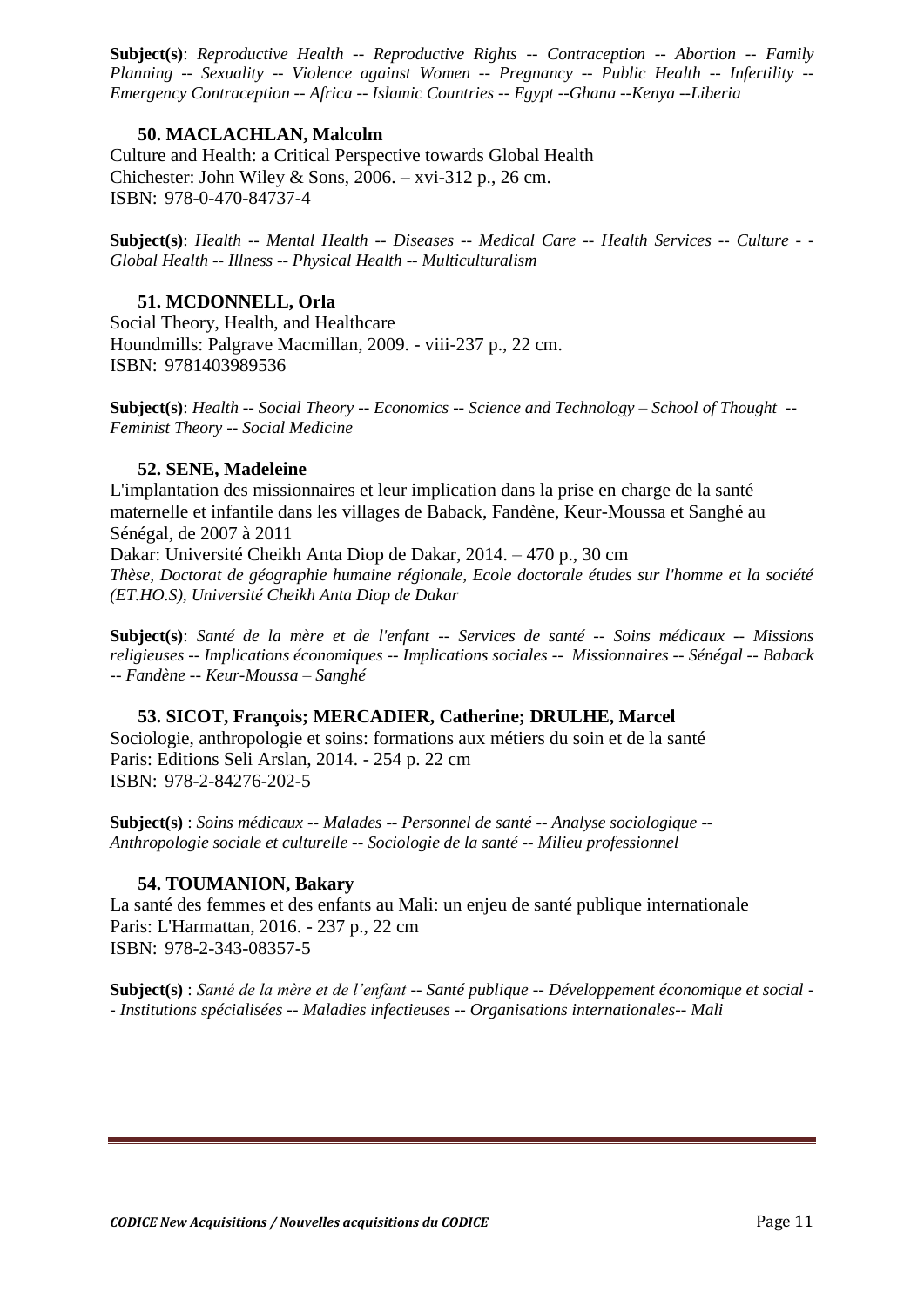**Subject(s)**: *Reproductive Health -- Reproductive Rights -- Contraception -- Abortion -- Family Planning -- Sexuality -- Violence against Women -- Pregnancy -- Public Health -- Infertility -- Emergency Contraception -- Africa -- Islamic Countries -- Egypt --Ghana --Kenya --Liberia*

**50. MACLACHLAN, Malcolm**

Culture and Health: a Critical Perspective towards Global Health
Chichester: John Wiley & Sons, 2006. – xvi-312 p., 26 cm.
ISBN: 978-0-470-84737-4

**Subject(s)**: *Health -- Mental Health -- Diseases -- Medical Care -- Health Services -- Culture - - Global Health -- Illness -- Physical Health -- Multiculturalism*

**51. MCDONNELL, Orla**

Social Theory, Health, and Healthcare
Houndmills: Palgrave Macmillan, 2009. - viii-237 p., 22 cm.
ISBN: 9781403989536

**Subject(s)**: *Health -- Social Theory -- Economics -- Science and Technology – School of Thought -- Feminist Theory -- Social Medicine*

**52. SENE, Madeleine**

L'implantation des missionnaires et leur implication dans la prise en charge de la santé maternelle et infantile dans les villages de Baback, Fandène, Keur-Moussa et Sanghé au Sénégal, de 2007 à 2011
Dakar: Université Cheikh Anta Diop de Dakar, 2014. – 470 p., 30 cm
*Thèse, Doctorat de géographie humaine régionale, Ecole doctorale études sur l'homme et la société (ET.HO.S), Université Cheikh Anta Diop de Dakar*

**Subject(s)**: *Santé de la mère et de l'enfant -- Services de santé -- Soins médicaux -- Missions religieuses -- Implications économiques -- Implications sociales -- Missionnaires -- Sénégal -- Baback -- Fandène -- Keur-Moussa – Sanghé*

**53. SICOT, François; MERCADIER, Catherine; DRULHE, Marcel**

Sociologie, anthropologie et soins: formations aux métiers du soin et de la santé
Paris: Editions Seli Arslan, 2014. - 254 p. 22 cm
ISBN: 978-2-84276-202-5

**Subject(s)** : *Soins médicaux -- Malades -- Personnel de santé -- Analyse sociologique -- Anthropologie sociale et culturelle -- Sociologie de la santé -- Milieu professionnel*

**54. TOUMANION, Bakary**

La santé des femmes et des enfants au Mali: un enjeu de santé publique internationale
Paris: L'Harmattan, 2016. - 237 p., 22 cm
ISBN: 978-2-343-08357-5

**Subject(s)** : *Santé de la mère et de l'enfant -- Santé publique -- Développement économique et social - - Institutions spécialisées -- Maladies infectieuses -- Organisations internationales-- Mali*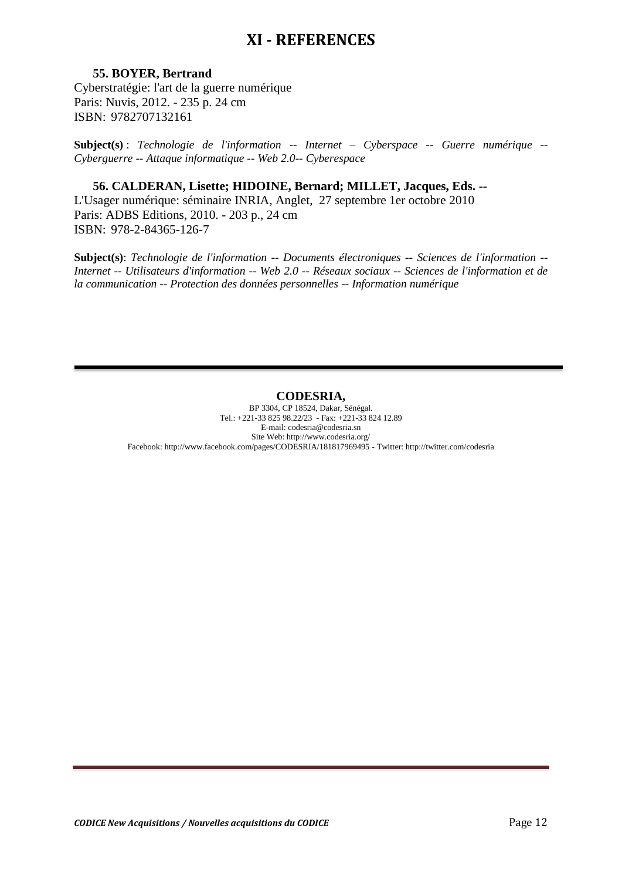# XI - REFERENCES

**55. BOYER, Bertrand**

Cyberstratégie: l'art de la guerre numérique
Paris: Nuvis, 2012. - 235 p. 24 cm
ISBN: 9782707132161

**Subject(s)** : *Technologie de l'information -- Internet – Cyberspace -- Guerre numérique -- Cyberguerre -- Attaque informatique -- Web 2.0-- Cyberespace*

**56. CALDERAN, Lisette; HIDOINE, Bernard; MILLET, Jacques, Eds. --**

L'Usager numérique: séminaire INRIA, Anglet, 27 septembre 1er octobre 2010
Paris: ADBS Editions, 2010. - 203 p., 24 cm
ISBN: 978-2-84365-126-7

**Subject(s)**: *Technologie de l'information -- Documents électroniques -- Sciences de l'information -- Internet -- Utilisateurs d'information -- Web 2.0 -- Réseaux sociaux -- Sciences de l'information et de la communication -- Protection des données personnelles -- Information numérique*

---

**CODESRIA,**

BP 3304, CP 18524, Dakar, Sénégal.
Tel.: +221-33 825 98.22/23 - Fax: +221-33 824 12.89
E-mail: codesria@codesria.sn
Site Web: http://www.codesria.org/
Facebook: http://www.facebook.com/pages/CODESRIA/181817969495 - Twitter: http://twitter.com/codesria